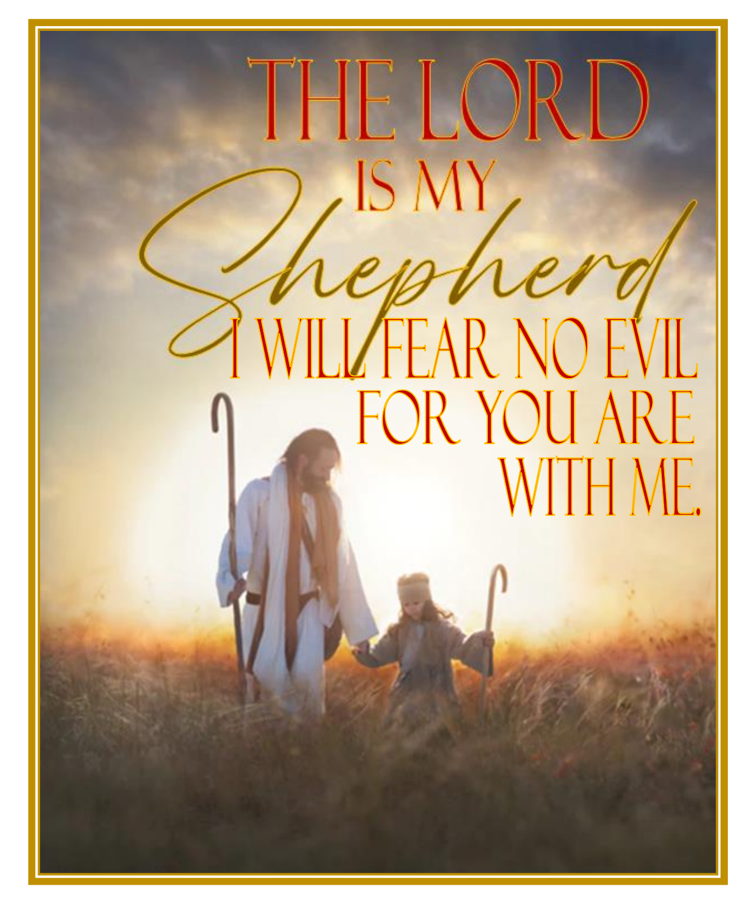# THE LORD IS MY *Shepherd*

I WILL FEAR NO EVIL FOR YOU ARE WITH ME.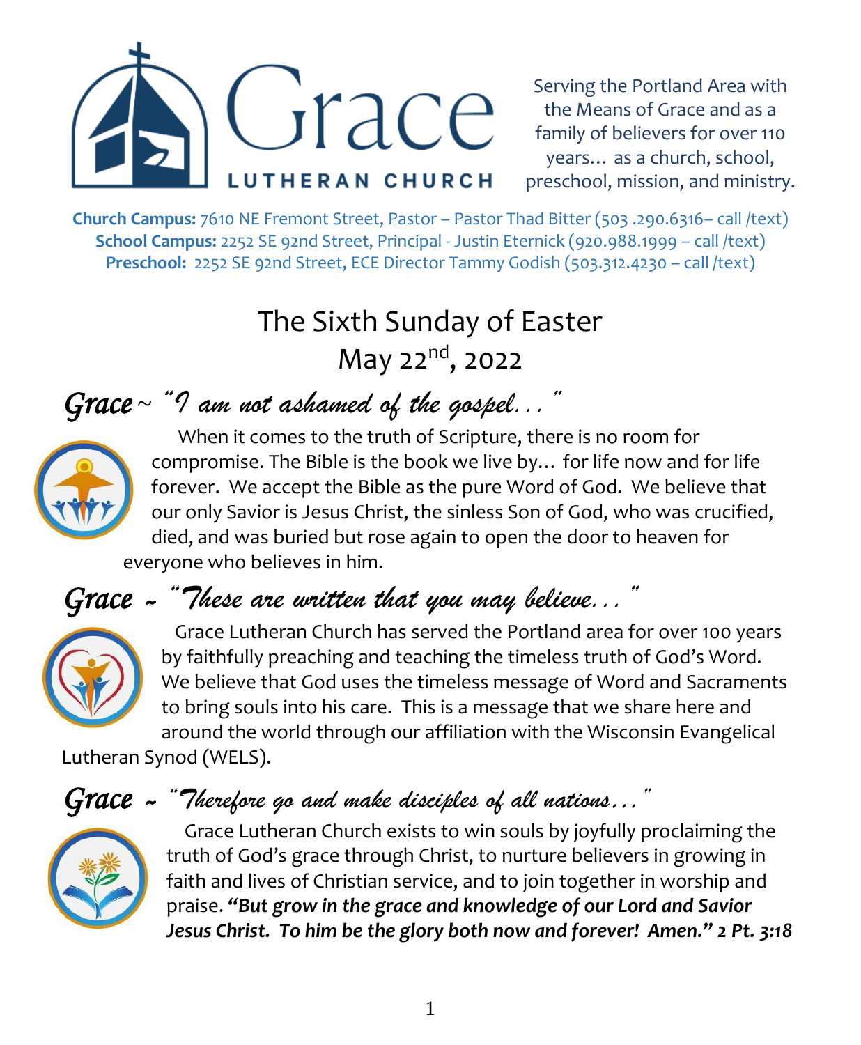# Grace LUTHERAN CHURCH

Serving the Portland Area with the Means of Grace and as a family of believers for over 110 years… as a church, school, preschool, mission, and ministry.

**Church Campus:** 7610 NE Fremont Street, Pastor – Pastor Thad Bitter (503 .290.6316– call /text)
**School Campus:** 2252 SE 92nd Street, Principal - Justin Eternick (920.988.1999 – call /text)
**Preschool:** 2252 SE 92nd Street, ECE Director Tammy Godish (503.312.4230 – call /text)

## The Sixth Sunday of Easter
## May 22nd, 2022

### *Grace ~ "I am not ashamed of the gospel…"*

When it comes to the truth of Scripture, there is no room for compromise. The Bible is the book we live by… for life now and for life forever. We accept the Bible as the pure Word of God. We believe that our only Savior is Jesus Christ, the sinless Son of God, who was crucified, died, and was buried but rose again to open the door to heaven for everyone who believes in him.

### *Grace ~ "These are written that you may believe…"*

Grace Lutheran Church has served the Portland area for over 100 years by faithfully preaching and teaching the timeless truth of God's Word. We believe that God uses the timeless message of Word and Sacraments to bring souls into his care. This is a message that we share here and around the world through our affiliation with the Wisconsin Evangelical Lutheran Synod (WELS).

### *Grace ~ "Therefore go and make disciples of all nations…"*

Grace Lutheran Church exists to win souls by joyfully proclaiming the truth of God's grace through Christ, to nurture believers in growing in faith and lives of Christian service, and to join together in worship and praise. ***"But grow in the grace and knowledge of our Lord and Savior Jesus Christ. To him be the glory both now and forever! Amen." 2 Pt. 3:18***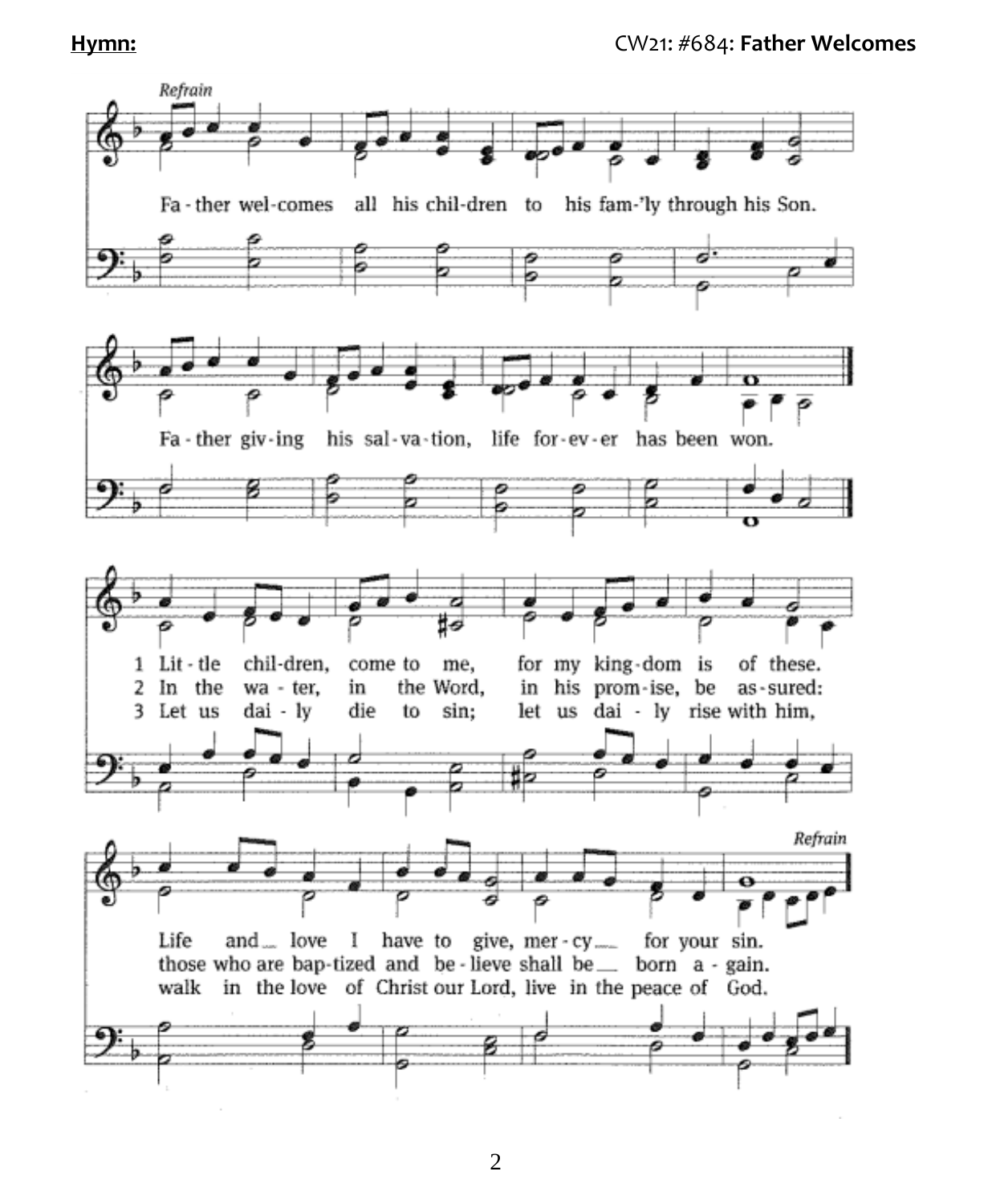**Hymn:** CW21: #684: **Father Welcomes**

*Refrain*

Fa - ther wel-comes all his chil-dren to his fam-'ly through his Son.

Fa - ther giv-ing his sal-va-tion, life for-ev-er has been won.

1 Lit - tle chil-dren, come to me, for my king-dom is of these. Life and love I have to give, mer - cy for your sin.

2 In the wa - ter, in the Word, in his prom-ise, be as-sured: those who are bap-tized and be - lieve shall be born a - gain.

3 Let us dai - ly die to sin; let us dai - ly rise with him, walk in the love of Christ our Lord, live in the peace of God.

*Refrain*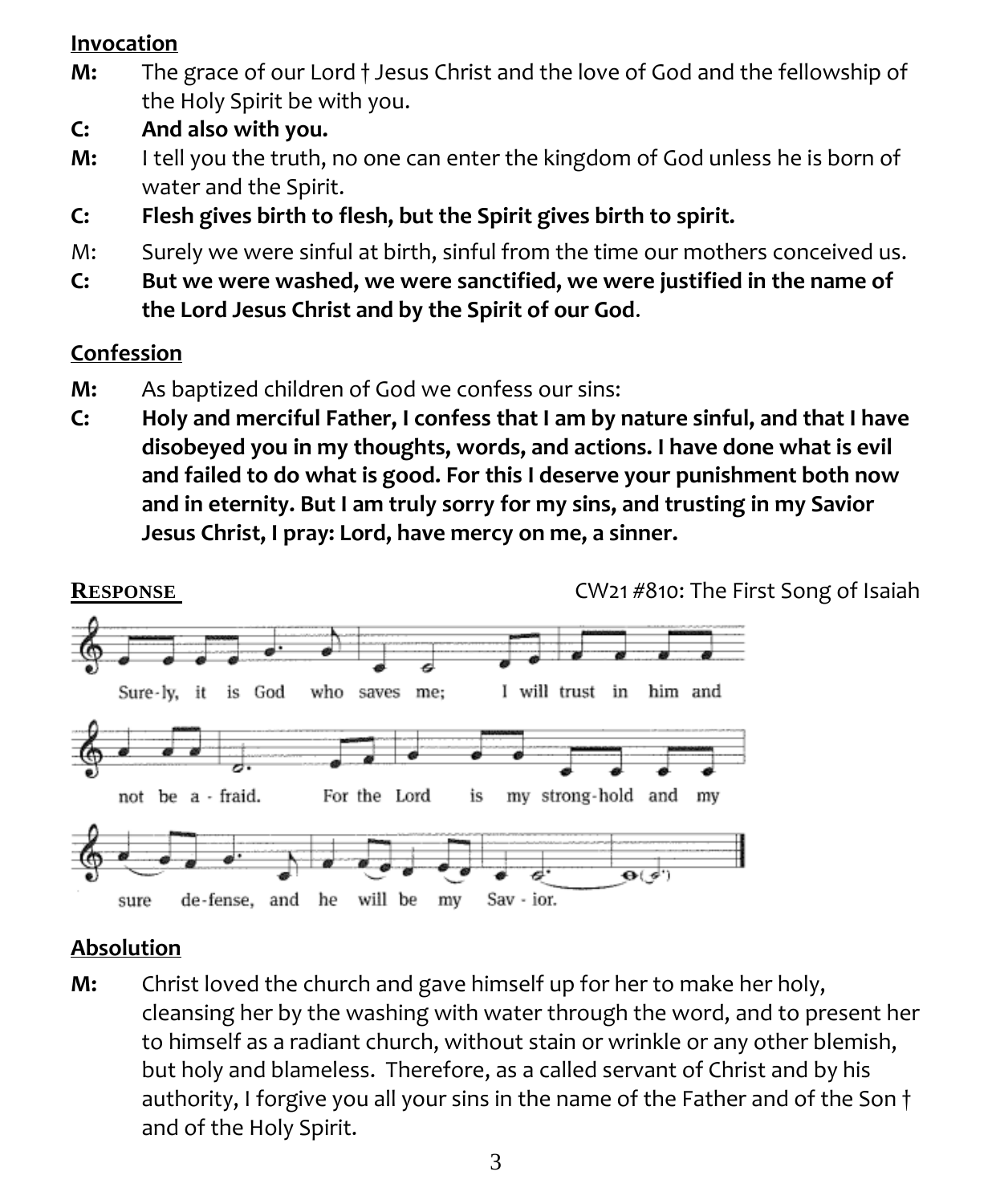## Invocation

**M:** The grace of our Lord † Jesus Christ and the love of God and the fellowship of the Holy Spirit be with you.

**C: And also with you.**

**M:** I tell you the truth, no one can enter the kingdom of God unless he is born of water and the Spirit.

**C: Flesh gives birth to flesh, but the Spirit gives birth to spirit.**

M: Surely we were sinful at birth, sinful from the time our mothers conceived us.

**C: But we were washed, we were sanctified, we were justified in the name of the Lord Jesus Christ and by the Spirit of our God.**

## Confession

**M:** As baptized children of God we confess our sins:

**C: Holy and merciful Father, I confess that I am by nature sinful, and that I have disobeyed you in my thoughts, words, and actions. I have done what is evil and failed to do what is good. For this I deserve your punishment both now and in eternity. But I am truly sorry for my sins, and trusting in my Savior Jesus Christ, I pray: Lord, have mercy on me, a sinner.**

## Response

CW21 #810: The First Song of Isaiah

Sure-ly, it is God who saves me; I will trust in him and not be a-fraid. For the Lord is my strong-hold and my sure de-fense, and he will be my Sav-ior.

## Absolution

**M:** Christ loved the church and gave himself up for her to make her holy, cleansing her by the washing with water through the word, and to present her to himself as a radiant church, without stain or wrinkle or any other blemish, but holy and blameless. Therefore, as a called servant of Christ and by his authority, I forgive you all your sins in the name of the Father and of the Son † and of the Holy Spirit.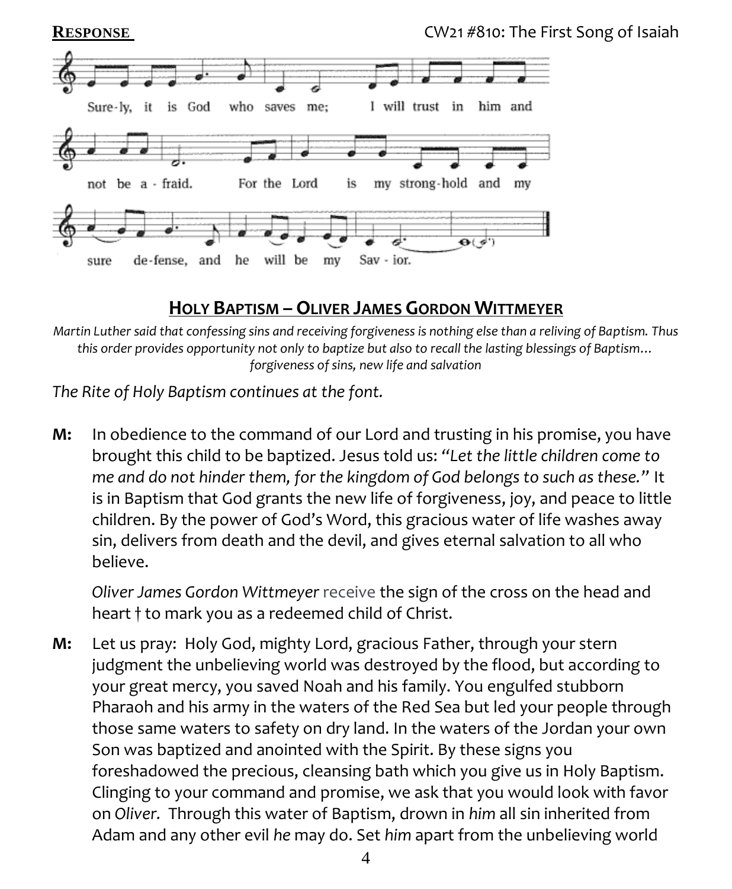**RESPONSE** CW21 #810: The First Song of Isaiah

Sure-ly, it is God who saves me; I will trust in him and not be a-fraid. For the Lord is my strong-hold and my sure de-fense, and he will be my Sav-ior.

## HOLY BAPTISM – OLIVER JAMES GORDON WITTMEYER

*Martin Luther said that confessing sins and receiving forgiveness is nothing else than a reliving of Baptism. Thus this order provides opportunity not only to baptize but also to recall the lasting blessings of Baptism… forgiveness of sins, new life and salvation*

*The Rite of Holy Baptism continues at the font.*

**M:** In obedience to the command of our Lord and trusting in his promise, you have brought this child to be baptized. Jesus told us: *"Let the little children come to me and do not hinder them, for the kingdom of God belongs to such as these."* It is in Baptism that God grants the new life of forgiveness, joy, and peace to little children. By the power of God's Word, this gracious water of life washes away sin, delivers from death and the devil, and gives eternal salvation to all who believe.

*Oliver James Gordon Wittmeyer* receive the sign of the cross on the head and heart † to mark you as a redeemed child of Christ.

**M:** Let us pray: Holy God, mighty Lord, gracious Father, through your stern judgment the unbelieving world was destroyed by the flood, but according to your great mercy, you saved Noah and his family. You engulfed stubborn Pharaoh and his army in the waters of the Red Sea but led your people through those same waters to safety on dry land. In the waters of the Jordan your own Son was baptized and anointed with the Spirit. By these signs you foreshadowed the precious, cleansing bath which you give us in Holy Baptism. Clinging to your command and promise, we ask that you would look with favor on *Oliver.* Through this water of Baptism, drown in *him* all sin inherited from Adam and any other evil *he* may do. Set *him* apart from the unbelieving world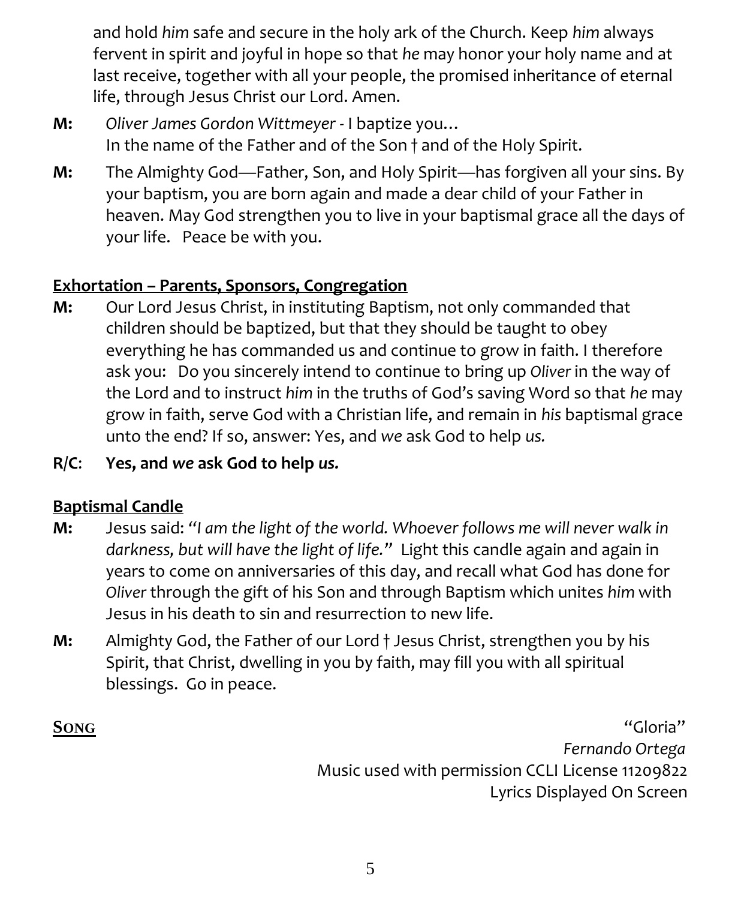and hold *him* safe and secure in the holy ark of the Church. Keep *him* always fervent in spirit and joyful in hope so that *he* may honor your holy name and at last receive, together with all your people, the promised inheritance of eternal life, through Jesus Christ our Lord. Amen.

**M:** *Oliver James Gordon Wittmeyer* - I baptize you…
In the name of the Father and of the Son † and of the Holy Spirit.

**M:** The Almighty God—Father, Son, and Holy Spirit—has forgiven all your sins. By your baptism, you are born again and made a dear child of your Father in heaven. May God strengthen you to live in your baptismal grace all the days of your life. Peace be with you.

**Exhortation – Parents, Sponsors, Congregation**

**M:** Our Lord Jesus Christ, in instituting Baptism, not only commanded that children should be baptized, but that they should be taught to obey everything he has commanded us and continue to grow in faith. I therefore ask you: Do you sincerely intend to continue to bring up *Oliver* in the way of the Lord and to instruct *him* in the truths of God's saving Word so that *he* may grow in faith, serve God with a Christian life, and remain in *his* baptismal grace unto the end? If so, answer: Yes, and *we* ask God to help *us.*

**R/C: Yes, and *we* ask God to help *us.***

**Baptismal Candle**

**M:** Jesus said: *"I am the light of the world. Whoever follows me will never walk in darkness, but will have the light of life."* Light this candle again and again in years to come on anniversaries of this day, and recall what God has done for *Oliver* through the gift of his Son and through Baptism which unites *him* with Jesus in his death to sin and resurrection to new life.

**M:** Almighty God, the Father of our Lord † Jesus Christ, strengthen you by his Spirit, that Christ, dwelling in you by faith, may fill you with all spiritual blessings. Go in peace.

**SONG** "Gloria"
*Fernando Ortega*
Music used with permission CCLI License 11209822
Lyrics Displayed On Screen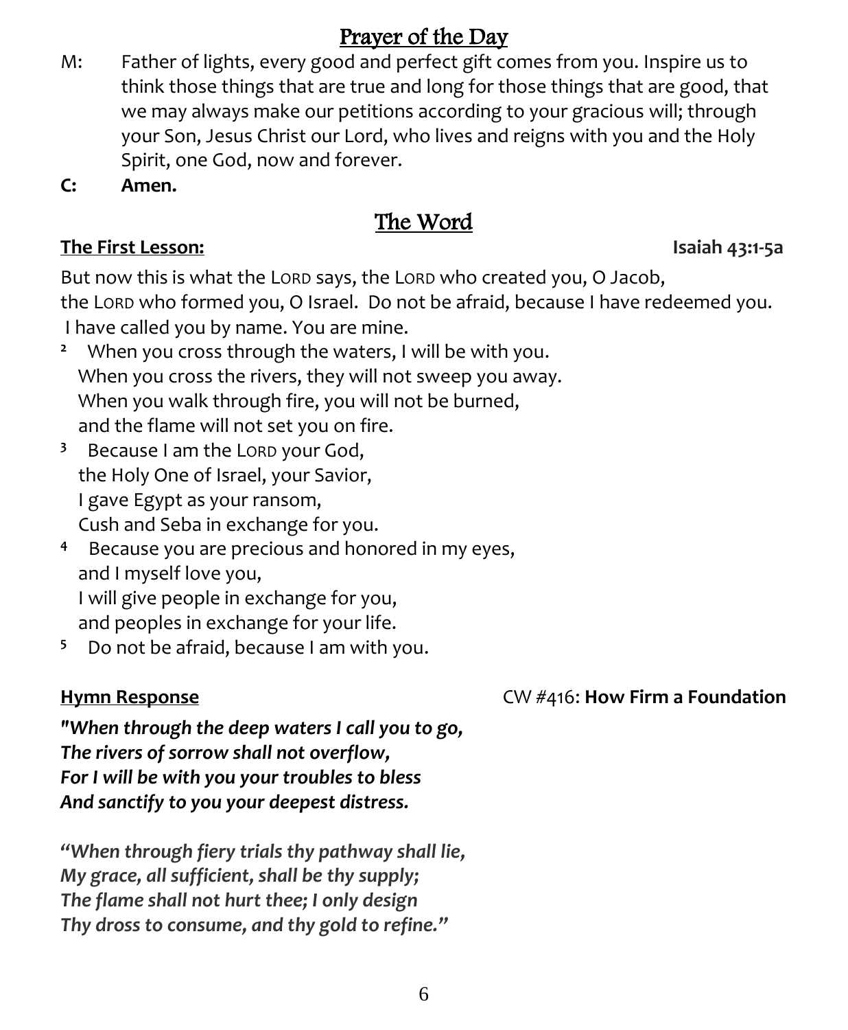## Prayer of the Day

M: Father of lights, every good and perfect gift comes from you. Inspire us to think those things that are true and long for those things that are good, that we may always make our petitions according to your gracious will; through your Son, Jesus Christ our Lord, who lives and reigns with you and the Holy Spirit, one God, now and forever.

**C: Amen.**

## The Word

**The First Lesson:** **Isaiah 43:1-5a**

But now this is what the LORD says, the LORD who created you, O Jacob,
the LORD who formed you, O Israel. Do not be afraid, because I have redeemed you.
I have called you by name. You are mine.

[2] When you cross through the waters, I will be with you.
When you cross the rivers, they will not sweep you away.
When you walk through fire, you will not be burned,
and the flame will not set you on fire.

[3] Because I am the LORD your God,
the Holy One of Israel, your Savior,
I gave Egypt as your ransom,
Cush and Seba in exchange for you.

[4] Because you are precious and honored in my eyes,
and I myself love you,
I will give people in exchange for you,
and peoples in exchange for your life.

[5] Do not be afraid, because I am with you.

**Hymn Response** CW #416: **How Firm a Foundation**

***"When through the deep waters I call you to go,***
***The rivers of sorrow shall not overflow,***
***For I will be with you your troubles to bless***
***And sanctify to you your deepest distress.***

***"When through fiery trials thy pathway shall lie,***
***My grace, all sufficient, shall be thy supply;***
***The flame shall not hurt thee; I only design***
***Thy dross to consume, and thy gold to refine."***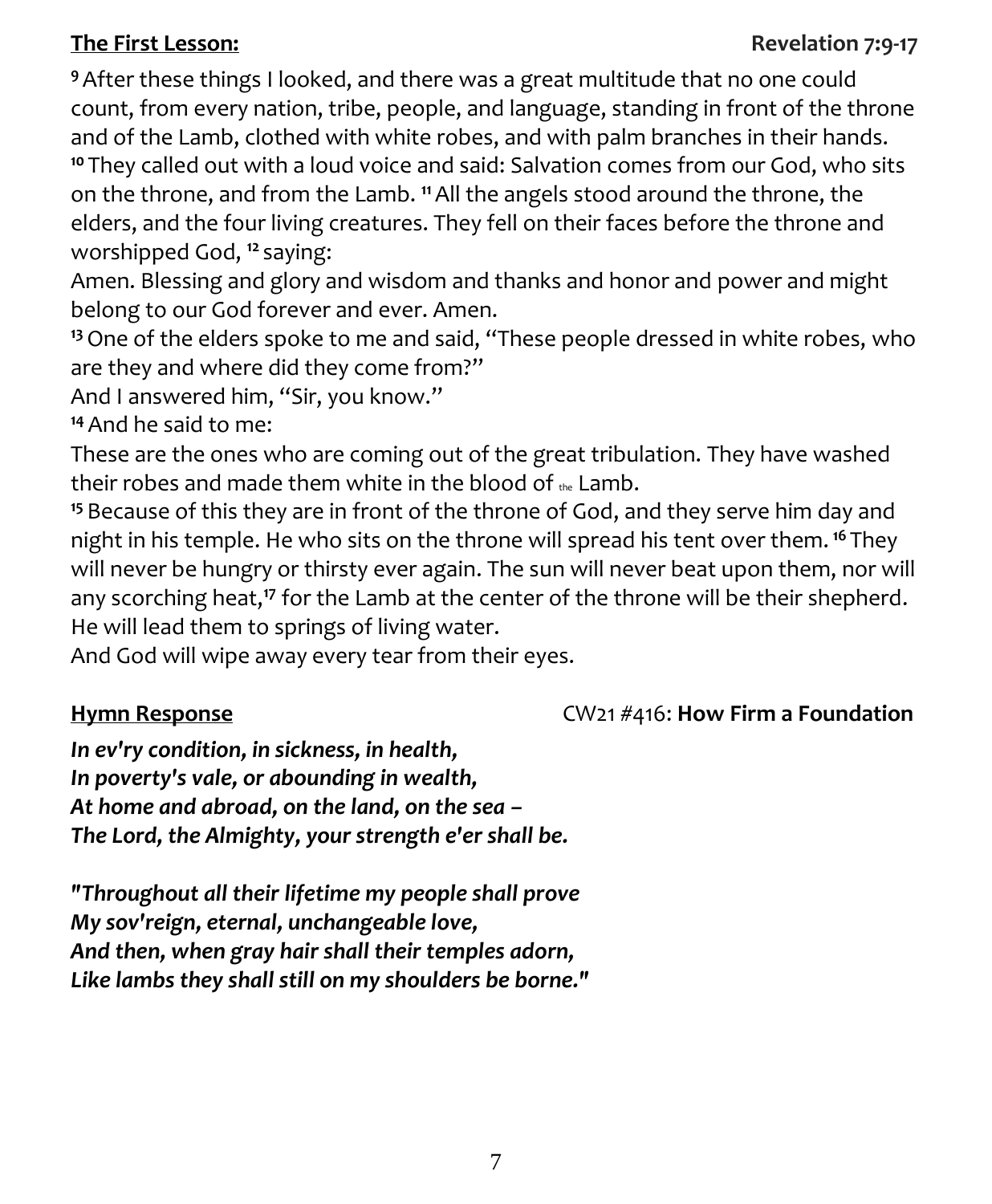**The First Lesson:** **Revelation 7:9-17**

[9] After these things I looked, and there was a great multitude that no one could count, from every nation, tribe, people, and language, standing in front of the throne and of the Lamb, clothed with white robes, and with palm branches in their hands. [10] They called out with a loud voice and said: Salvation comes from our God, who sits on the throne, and from the Lamb. [11] All the angels stood around the throne, the elders, and the four living creatures. They fell on their faces before the throne and worshipped God, [12] saying:
Amen. Blessing and glory and wisdom and thanks and honor and power and might belong to our God forever and ever. Amen.
[13] One of the elders spoke to me and said, "These people dressed in white robes, who are they and where did they come from?"
And I answered him, "Sir, you know."
[14] And he said to me:
These are the ones who are coming out of the great tribulation. They have washed their robes and made them white in the blood of the Lamb.
[15] Because of this they are in front of the throne of God, and they serve him day and night in his temple. He who sits on the throne will spread his tent over them. [16] They will never be hungry or thirsty ever again. The sun will never beat upon them, nor will any scorching heat,[17] for the Lamb at the center of the throne will be their shepherd. He will lead them to springs of living water.
And God will wipe away every tear from their eyes.

**Hymn Response** CW21 #416: **How Firm a Foundation**

***In ev'ry condition, in sickness, in health,***
***In poverty's vale, or abounding in wealth,***
***At home and abroad, on the land, on the sea –***
***The Lord, the Almighty, your strength e'er shall be.***

***"Throughout all their lifetime my people shall prove***
***My sov'reign, eternal, unchangeable love,***
***And then, when gray hair shall their temples adorn,***
***Like lambs they shall still on my shoulders be borne."***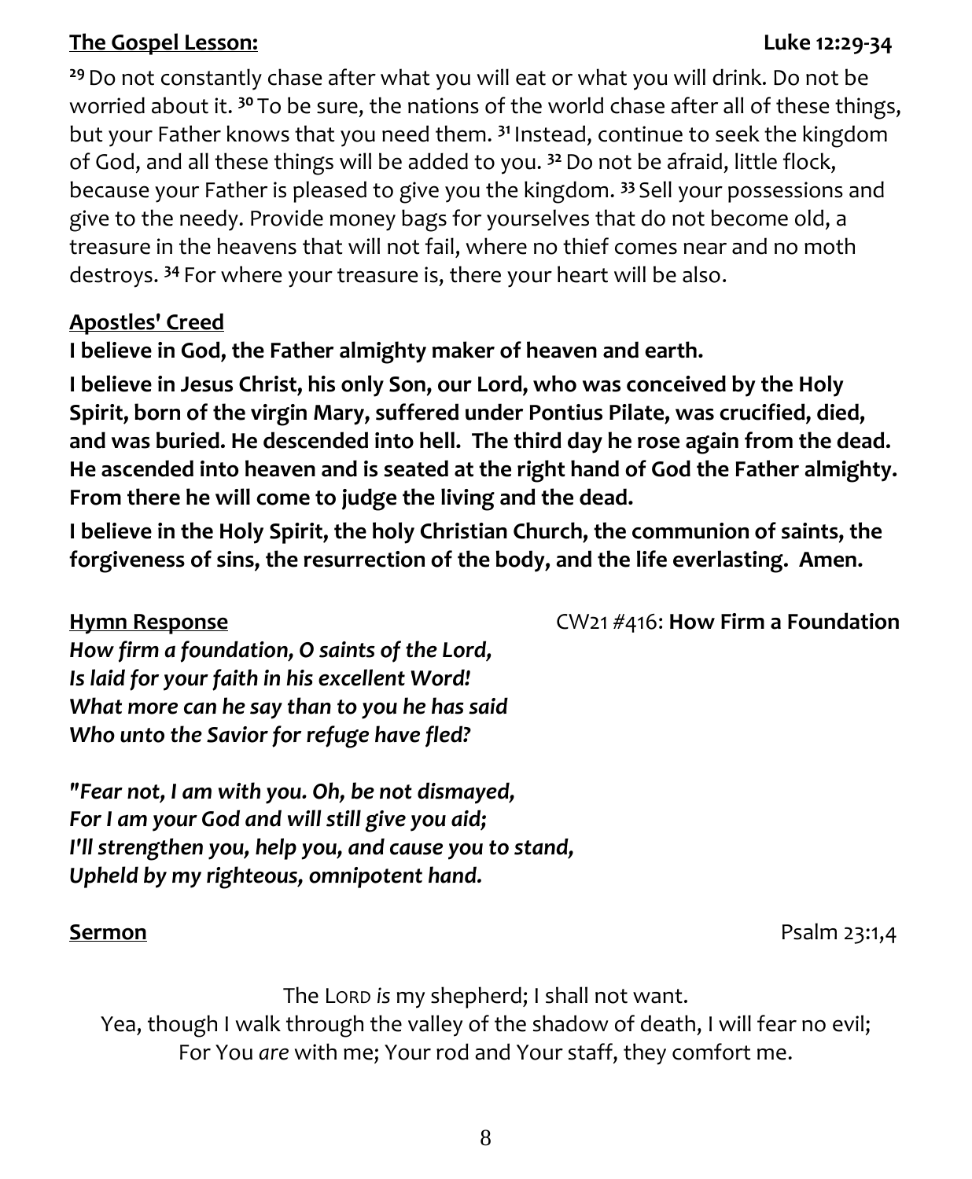**The Gospel Lesson:** **Luke 12:29-34**

[29] Do not constantly chase after what you will eat or what you will drink. Do not be worried about it. [30] To be sure, the nations of the world chase after all of these things, but your Father knows that you need them. [31] Instead, continue to seek the kingdom of God, and all these things will be added to you. [32] Do not be afraid, little flock, because your Father is pleased to give you the kingdom. [33] Sell your possessions and give to the needy. Provide money bags for yourselves that do not become old, a treasure in the heavens that will not fail, where no thief comes near and no moth destroys. [34] For where your treasure is, there your heart will be also.

**Apostles' Creed**

**I believe in God, the Father almighty maker of heaven and earth.**

**I believe in Jesus Christ, his only Son, our Lord, who was conceived by the Holy Spirit, born of the virgin Mary, suffered under Pontius Pilate, was crucified, died, and was buried. He descended into hell. The third day he rose again from the dead. He ascended into heaven and is seated at the right hand of God the Father almighty. From there he will come to judge the living and the dead.**

**I believe in the Holy Spirit, the holy Christian Church, the communion of saints, the forgiveness of sins, the resurrection of the body, and the life everlasting. Amen.**

**Hymn Response** CW21 #416: **How Firm a Foundation**

***How firm a foundation, O saints of the Lord,***
***Is laid for your faith in his excellent Word!***
***What more can he say than to you he has said***
***Who unto the Savior for refuge have fled?***

***"Fear not, I am with you. Oh, be not dismayed,***
***For I am your God and will still give you aid;***
***I'll strengthen you, help you, and cause you to stand,***
***Upheld by my righteous, omnipotent hand.***

**Sermon** Psalm 23:1,4

The LORD *is* my shepherd; I shall not want.
Yea, though I walk through the valley of the shadow of death, I will fear no evil;
For You *are* with me; Your rod and Your staff, they comfort me.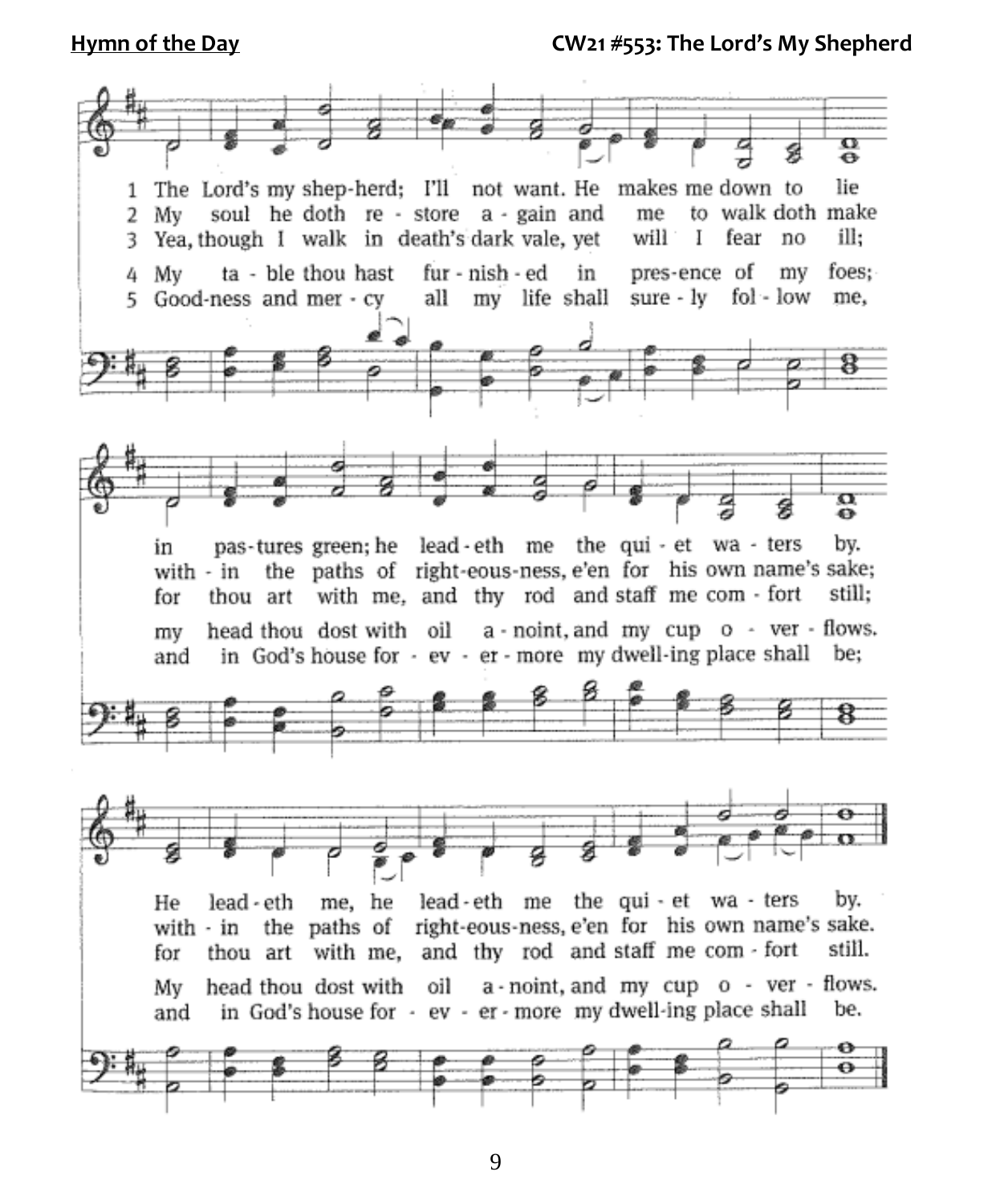**Hymn of the Day** CW21 #553: The Lord's My Shepherd

1 The Lord's my shep-herd; I'll not want. He makes me down to lie
2 My soul he doth re - store a - gain and me to walk doth make
3 Yea, though I walk in death's dark vale, yet will I fear no ill;
4 My ta - ble thou hast fur - nish - ed in pres-ence of my foes;
5 Good-ness and mer - cy all my life shall sure - ly fol - low me,

in pas-tures green; he lead - eth me the qui - et wa - ters by.
with - in the paths of right-eous-ness, e'en for his own name's sake;
for thou art with me, and thy rod and staff me com - fort still;
my head thou dost with oil a - noint, and my cup o - ver - flows.
and in God's house for - ev - er - more my dwell-ing place shall be;

He lead - eth me, he lead - eth me the qui - et wa - ters by.
with - in the paths of right-eous-ness, e'en for his own name's sake.
for thou art with me, and thy rod and staff me com - fort still.
My head thou dost with oil a - noint, and my cup o - ver - flows.
and in God's house for - ev - er - more my dwell-ing place shall be.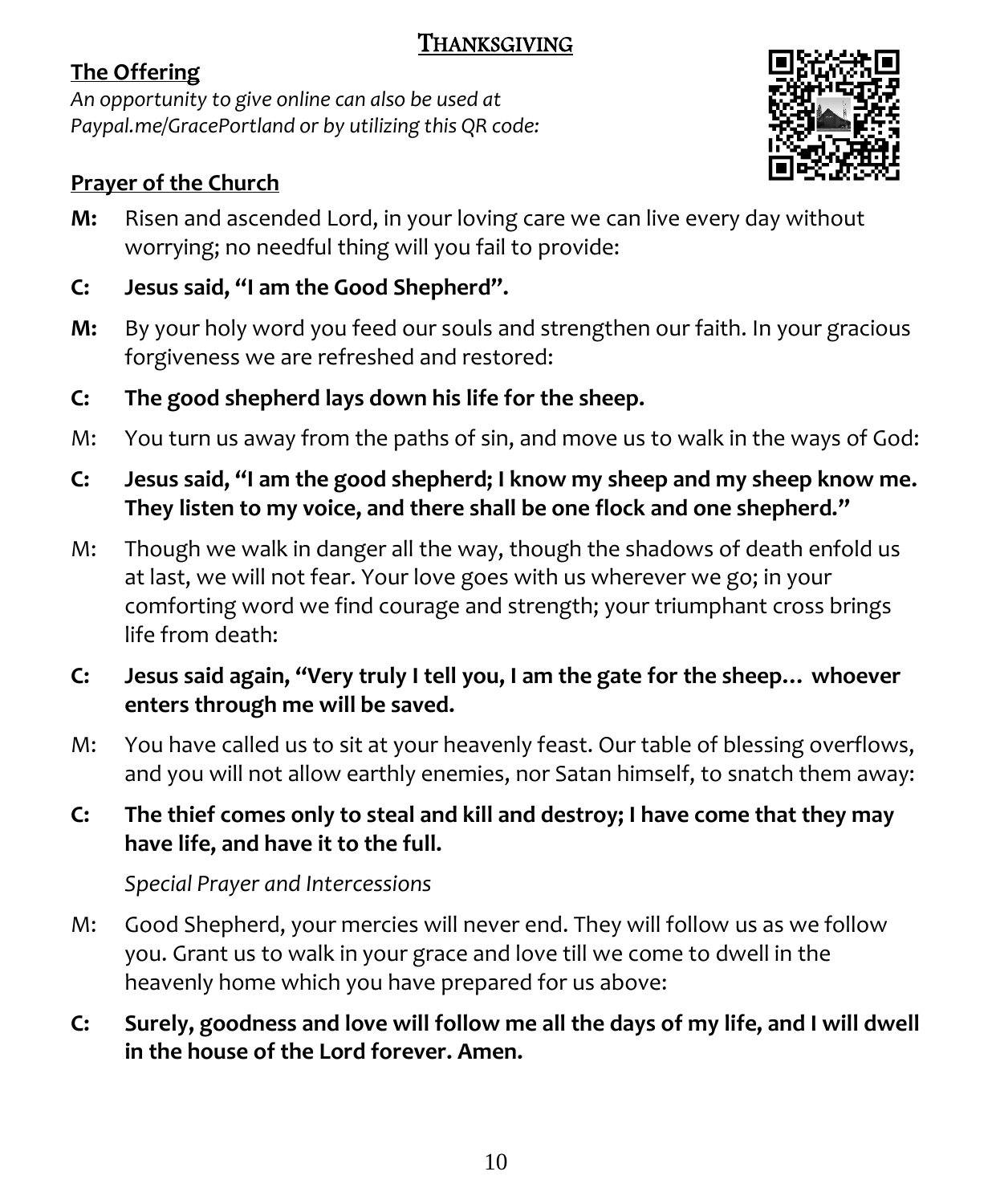# Thanksgiving

**The Offering**

*An opportunity to give online can also be used at Paypal.me/GracePortland or by utilizing this QR code:*

**Prayer of the Church**

**M:** Risen and ascended Lord, in your loving care we can live every day without worrying; no needful thing will you fail to provide:

**C: Jesus said, "I am the Good Shepherd".**

**M:** By your holy word you feed our souls and strengthen our faith. In your gracious forgiveness we are refreshed and restored:

**C: The good shepherd lays down his life for the sheep.**

M: You turn us away from the paths of sin, and move us to walk in the ways of God:

**C: Jesus said, "I am the good shepherd; I know my sheep and my sheep know me. They listen to my voice, and there shall be one flock and one shepherd."**

M: Though we walk in danger all the way, though the shadows of death enfold us at last, we will not fear. Your love goes with us wherever we go; in your comforting word we find courage and strength; your triumphant cross brings life from death:

**C: Jesus said again, "Very truly I tell you, I am the gate for the sheep… whoever enters through me will be saved.**

M: You have called us to sit at your heavenly feast. Our table of blessing overflows, and you will not allow earthly enemies, nor Satan himself, to snatch them away:

**C: The thief comes only to steal and kill and destroy; I have come that they may have life, and have it to the full.**

*Special Prayer and Intercessions*

M: Good Shepherd, your mercies will never end. They will follow us as we follow you. Grant us to walk in your grace and love till we come to dwell in the heavenly home which you have prepared for us above:

**C: Surely, goodness and love will follow me all the days of my life, and I will dwell in the house of the Lord forever. Amen.**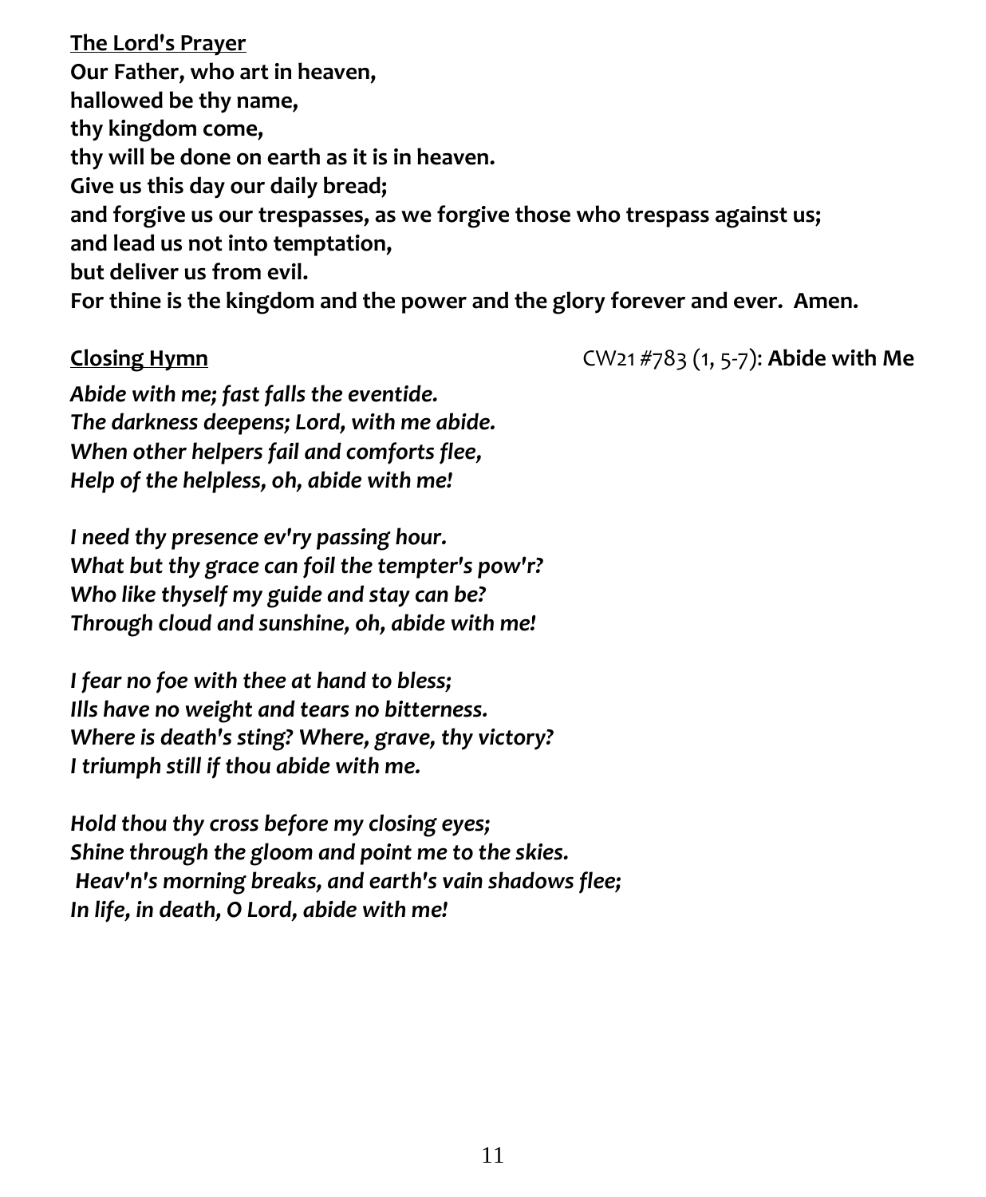**<u>The Lord's Prayer</u>**

**Our Father, who art in heaven,**
**hallowed be thy name,**
**thy kingdom come,**
**thy will be done on earth as it is in heaven.**
**Give us this day our daily bread;**
**and forgive us our trespasses, as we forgive those who trespass against us;**
**and lead us not into temptation,**
**but deliver us from evil.**
**For thine is the kingdom and the power and the glory forever and ever. Amen.**

**<u>Closing Hymn</u>** CW21 #783 (1, 5-7): **Abide with Me**

***Abide with me; fast falls the eventide.***
***The darkness deepens; Lord, with me abide.***
***When other helpers fail and comforts flee,***
***Help of the helpless, oh, abide with me!***

***I need thy presence ev'ry passing hour.***
***What but thy grace can foil the tempter's pow'r?***
***Who like thyself my guide and stay can be?***
***Through cloud and sunshine, oh, abide with me!***

***I fear no foe with thee at hand to bless;***
***Ills have no weight and tears no bitterness.***
***Where is death's sting? Where, grave, thy victory?***
***I triumph still if thou abide with me.***

***Hold thou thy cross before my closing eyes;***
***Shine through the gloom and point me to the skies.***
***Heav'n's morning breaks, and earth's vain shadows flee;***
***In life, in death, O Lord, abide with me!***